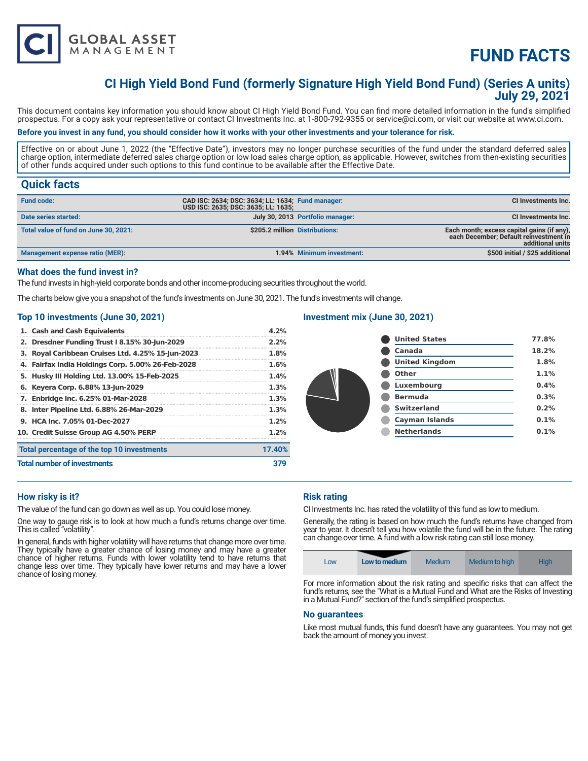# FUND FACTS

## CI High Yield Bond Fund (formerly Signature High Yield Bond Fund) (Series A units)
## July 29, 2021

This document contains key information you should know about CI High Yield Bond Fund. You can find more detailed information in the fund's simplified prospectus. For a copy ask your representative or contact CI Investments Inc. at 1-800-792-9355 or service@ci.com, or visit our website at www.ci.com.

**Before you invest in any fund, you should consider how it works with your other investments and your tolerance for risk.**

Effective on or about June 1, 2022 (the "Effective Date"), investors may no longer purchase securities of the fund under the standard deferred sales charge option, intermediate deferred sales charge option or low load sales charge option, as applicable. However, switches from then-existing securities of other funds acquired under such options to this fund continue to be available after the Effective Date.

## Quick facts

| | | | |
|---|---|---|---|
| **Fund code:** | CAD ISC: 2634; DSC: 3634; LL: 1634; USD ISC: 2635; DSC: 3635; LL: 1635; | **Fund manager:** | CI Investments Inc. |
| **Date series started:** | July 30, 2013 | **Portfolio manager:** | CI Investments Inc. |
| **Total value of fund on June 30, 2021:** | $205.2 million | **Distributions:** | Each month; excess capital gains (if any), each December; Default reinvestment in additional units |
| **Management expense ratio (MER):** | 1.94% | **Minimum investment:** | $500 initial / $25 additional |

## What does the fund invest in?

The fund invests in high-yield corporate bonds and other income-producing securities throughout the world.

The charts below give you a snapshot of the fund's investments on June 30, 2021. The fund's investments will change.

### Top 10 investments (June 30, 2021)

| | |
|---|---|
| 1. Cash and Cash Equivalents | 4.2% |
| 2. Dresdner Funding Trust I 8.15% 30-Jun-2029 | 2.2% |
| 3. Royal Caribbean Cruises Ltd. 4.25% 15-Jun-2023 | 1.8% |
| 4. Fairfax India Holdings Corp. 5.00% 26-Feb-2028 | 1.6% |
| 5. Husky III Holding Ltd. 13.00% 15-Feb-2025 | 1.4% |
| 6. Keyera Corp. 6.88% 13-Jun-2029 | 1.3% |
| 7. Enbridge Inc. 6.25% 01-Mar-2028 | 1.3% |
| 8. Inter Pipeline Ltd. 6.88% 26-Mar-2029 | 1.3% |
| 9. HCA Inc. 7.05% 01-Dec-2027 | 1.2% |
| 10. Credit Suisse Group AG 4.50% PERP | 1.2% |
| **Total percentage of the top 10 investments** | **17.40%** |
| **Total number of investments** | **379** |

### Investment mix (June 30, 2021)

| | |
|---|---|
| United States | 77.8% |
| Canada | 18.2% |
| United Kingdom | 1.8% |
| Other | 1.1% |
| Luxembourg | 0.4% |
| Bermuda | 0.3% |
| Switzerland | 0.2% |
| Cayman Islands | 0.1% |
| Netherlands | 0.1% |

## How risky is it?

The value of the fund can go down as well as up. You could lose money.

One way to gauge risk is to look at how much a fund's returns change over time. This is called "volatility".

In general, funds with higher volatility will have returns that change more over time. They typically have a greater chance of losing money and may have a greater chance of higher returns. Funds with lower volatility tend to have returns that change less over time. They typically have lower returns and may have a lower chance of losing money.

## Risk rating

CI Investments Inc. has rated the volatility of this fund as low to medium.

Generally, the rating is based on how much the fund's returns have changed from year to year. It doesn't tell you how volatile the fund will be in the future. The rating can change over time. A fund with a low risk rating can still lose money.

| Low | **Low to medium** | Medium | Medium to high | High |
|---|---|---|---|---|

For more information about the risk rating and specific risks that can affect the fund's returns, see the "What is a Mutual Fund and What are the Risks of Investing in a Mutual Fund?" section of the fund's simplified prospectus.

## No guarantees

Like most mutual funds, this fund doesn't have any guarantees. You may not get back the amount of money you invest.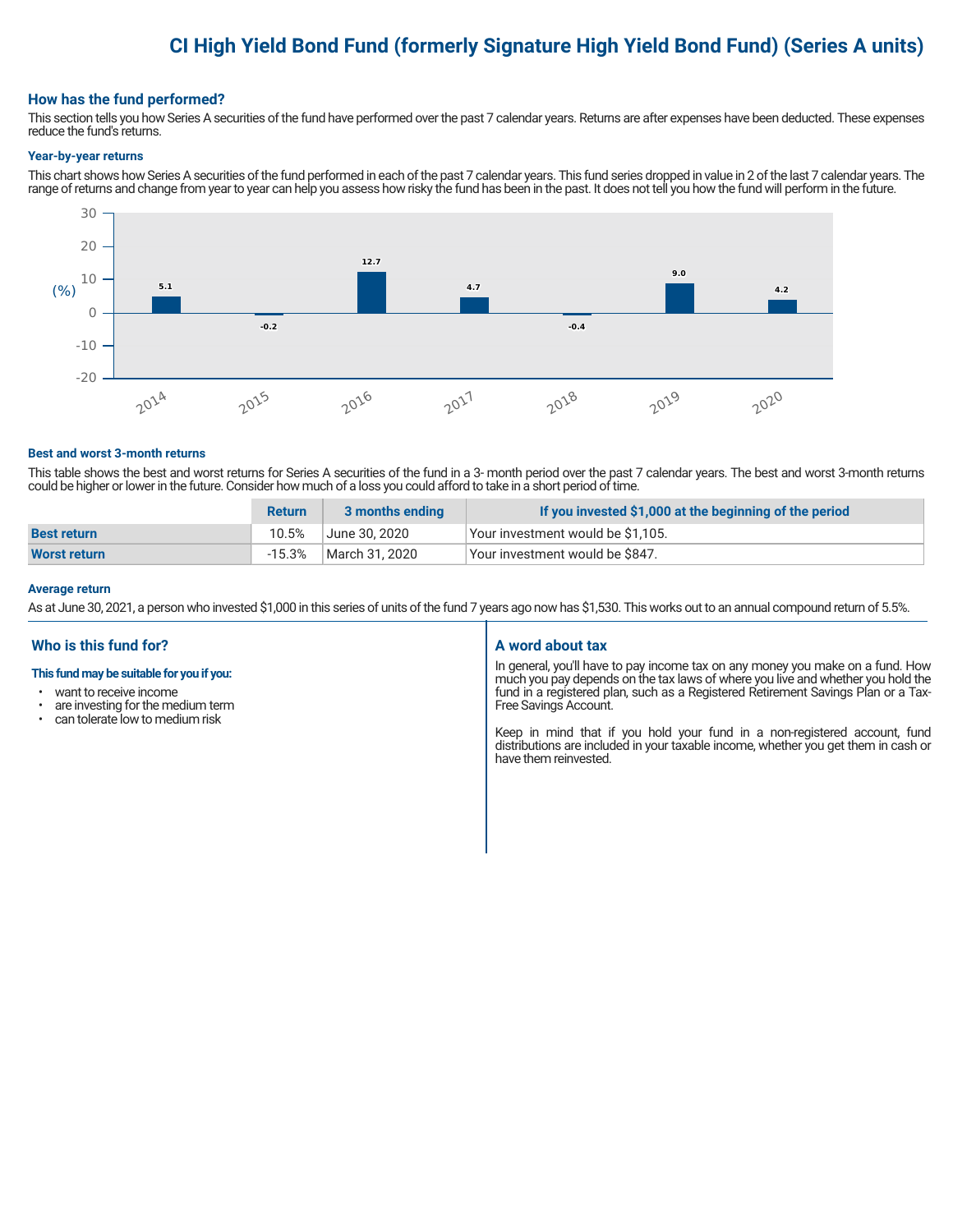# CI High Yield Bond Fund (formerly Signature High Yield Bond Fund) (Series A units)

## How has the fund performed?

This section tells you how Series A securities of the fund have performed over the past 7 calendar years. Returns are after expenses have been deducted. These expenses reduce the fund's returns.

### Year-by-year returns

This chart shows how Series A securities of the fund performed in each of the past 7 calendar years. This fund series dropped in value in 2 of the last 7 calendar years. The range of returns and change from year to year can help you assess how risky the fund has been in the past. It does not tell you how the fund will perform in the future.

| Year | Return (%) |
|---|---|
| 2014 | 5.1 |
| 2015 | -0.2 |
| 2016 | 12.7 |
| 2017 | 4.7 |
| 2018 | -0.4 |
| 2019 | 9.0 |
| 2020 | 4.2 |

### Best and worst 3-month returns

This table shows the best and worst returns for Series A securities of the fund in a 3- month period over the past 7 calendar years. The best and worst 3-month returns could be higher or lower in the future. Consider how much of a loss you could afford to take in a short period of time.

| | Return | 3 months ending | If you invested $1,000 at the beginning of the period |
|---|---|---|---|
| **Best return** | 10.5% | June 30, 2020 | Your investment would be $1,105. |
| **Worst return** | -15.3% | March 31, 2020 | Your investment would be $847. |

### Average return

As at June 30, 2021, a person who invested $1,000 in this series of units of the fund 7 years ago now has $1,530. This works out to an annual compound return of 5.5%.

## Who is this fund for?

**This fund may be suitable for you if you:**

- want to receive income
- are investing for the medium term
- can tolerate low to medium risk

## A word about tax

In general, you'll have to pay income tax on any money you make on a fund. How much you pay depends on the tax laws of where you live and whether you hold the fund in a registered plan, such as a Registered Retirement Savings Plan or a Tax-Free Savings Account.

Keep in mind that if you hold your fund in a non-registered account, fund distributions are included in your taxable income, whether you get them in cash or have them reinvested.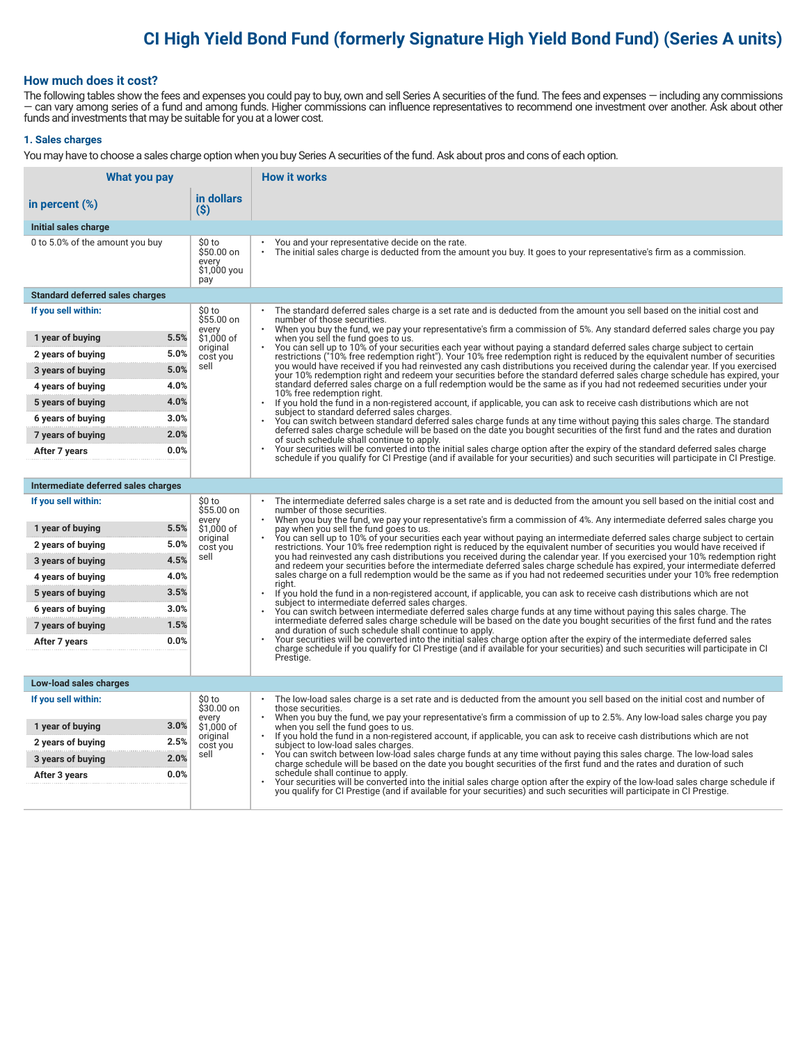# CI High Yield Bond Fund (formerly Signature High Yield Bond Fund) (Series A units)

## How much does it cost?

The following tables show the fees and expenses you could pay to buy, own and sell Series A securities of the fund. The fees and expenses — including any commissions — can vary among series of a fund and among funds. Higher commissions can influence representatives to recommend one investment over another. Ask about other funds and investments that may be suitable for you at a lower cost.

### 1. Sales charges

You may have to choose a sales charge option when you buy Series A securities of the fund. Ask about pros and cons of each option.

| What you pay | | | How it works |
|---|---|---|---|
| **in percent (%)** | | **in dollars ($)** | |
| **Initial sales charge** | | | |
| 0 to 5.0% of the amount you buy | | $0 to $50.00 on every $1,000 you pay | • You and your representative decide on the rate.<br>• The initial sales charge is deducted from the amount you buy. It goes to your representative's firm as a commission. |
| **Standard deferred sales charges** | | | |
| **If you sell within:** | | $0 to $55.00 on every $1,000 of original cost you sell | • The standard deferred sales charge is a set rate and is deducted from the amount you sell based on the initial cost and number of those securities.<br>• When you buy the fund, we pay your representative's firm a commission of 5%. Any standard deferred sales charge you pay when you sell the fund goes to us.<br>• You can sell up to 10% of your securities each year without paying a standard deferred sales charge subject to certain restrictions ("10% free redemption right"). Your 10% free redemption right is reduced by the equivalent number of securities you would have received if you had reinvested any cash distributions you received during the calendar year. If you exercised your 10% redemption right and redeem your securities before the standard deferred sales charge schedule has expired, your standard deferred sales charge on a full redemption would be the same as if you had not redeemed securities under your 10% free redemption right.<br>• If you hold the fund in a non-registered account, if applicable, you can ask to receive cash distributions which are not subject to standard deferred sales charges.<br>• You can switch between standard deferred sales charge funds at any time without paying this sales charge. The standard deferred sales charge schedule will be based on the date you bought securities of the first fund and the rates and duration of such schedule shall continue to apply.<br>• Your securities will be converted into the initial sales charge option after the expiry of the standard deferred sales charge schedule if you qualify for CI Prestige (and if available for your securities) and such securities will participate in CI Prestige. |
| 1 year of buying | 5.5% | | |
| 2 years of buying | 5.0% | | |
| 3 years of buying | 5.0% | | |
| 4 years of buying | 4.0% | | |
| 5 years of buying | 4.0% | | |
| 6 years of buying | 3.0% | | |
| 7 years of buying | 2.0% | | |
| After 7 years | 0.0% | | |
| **Intermediate deferred sales charges** | | | |
| **If you sell within:** | | $0 to $55.00 on every $1,000 of original cost you sell | • The intermediate deferred sales charge is a set rate and is deducted from the amount you sell based on the initial cost and number of those securities.<br>• When you buy the fund, we pay your representative's firm a commission of 4%. Any intermediate deferred sales charge you pay when you sell the fund goes to us.<br>• You can sell up to 10% of your securities each year without paying an intermediate deferred sales charge subject to certain restrictions. Your 10% free redemption right is reduced by the equivalent number of securities you would have received if you had reinvested any cash distributions you received during the calendar year. If you exercised your 10% redemption right and redeem your securities before the intermediate deferred sales charge schedule has expired, your intermediate deferred sales charge on a full redemption would be the same as if you had not redeemed securities under your 10% free redemption right.<br>• If you hold the fund in a non-registered account, if applicable, you can ask to receive cash distributions which are not subject to intermediate deferred sales charges.<br>• You can switch between intermediate deferred sales charge funds at any time without paying this sales charge. The intermediate deferred sales charge schedule will be based on the date you bought securities of the first fund and the rates and duration of such schedule shall continue to apply.<br>• Your securities will be converted into the initial sales charge option after the expiry of the intermediate deferred sales charge schedule if you qualify for CI Prestige (and if available for your securities) and such securities will participate in CI Prestige. |
| 1 year of buying | 5.5% | | |
| 2 years of buying | 5.0% | | |
| 3 years of buying | 4.5% | | |
| 4 years of buying | 4.0% | | |
| 5 years of buying | 3.5% | | |
| 6 years of buying | 3.0% | | |
| 7 years of buying | 1.5% | | |
| After 7 years | 0.0% | | |
| **Low-load sales charges** | | | |
| **If you sell within:** | | $0 to $30.00 on every $1,000 of original cost you sell | • The low-load sales charge is a set rate and is deducted from the amount you sell based on the initial cost and number of those securities.<br>• When you buy the fund, we pay your representative's firm a commission of up to 2.5%. Any low-load sales charge you pay when you sell the fund goes to us.<br>• If you hold the fund in a non-registered account, if applicable, you can ask to receive cash distributions which are not subject to low-load sales charges.<br>• You can switch between low-load sales charge funds at any time without paying this sales charge. The low-load sales charge schedule will be based on the date you bought securities of the first fund and the rates and duration of such schedule shall continue to apply.<br>• Your securities will be converted into the initial sales charge option after the expiry of the low-load sales charge schedule if you qualify for CI Prestige (and if available for your securities) and such securities will participate in CI Prestige. |
| 1 year of buying | 3.0% | | |
| 2 years of buying | 2.5% | | |
| 3 years of buying | 2.0% | | |
| After 3 years | 0.0% | | |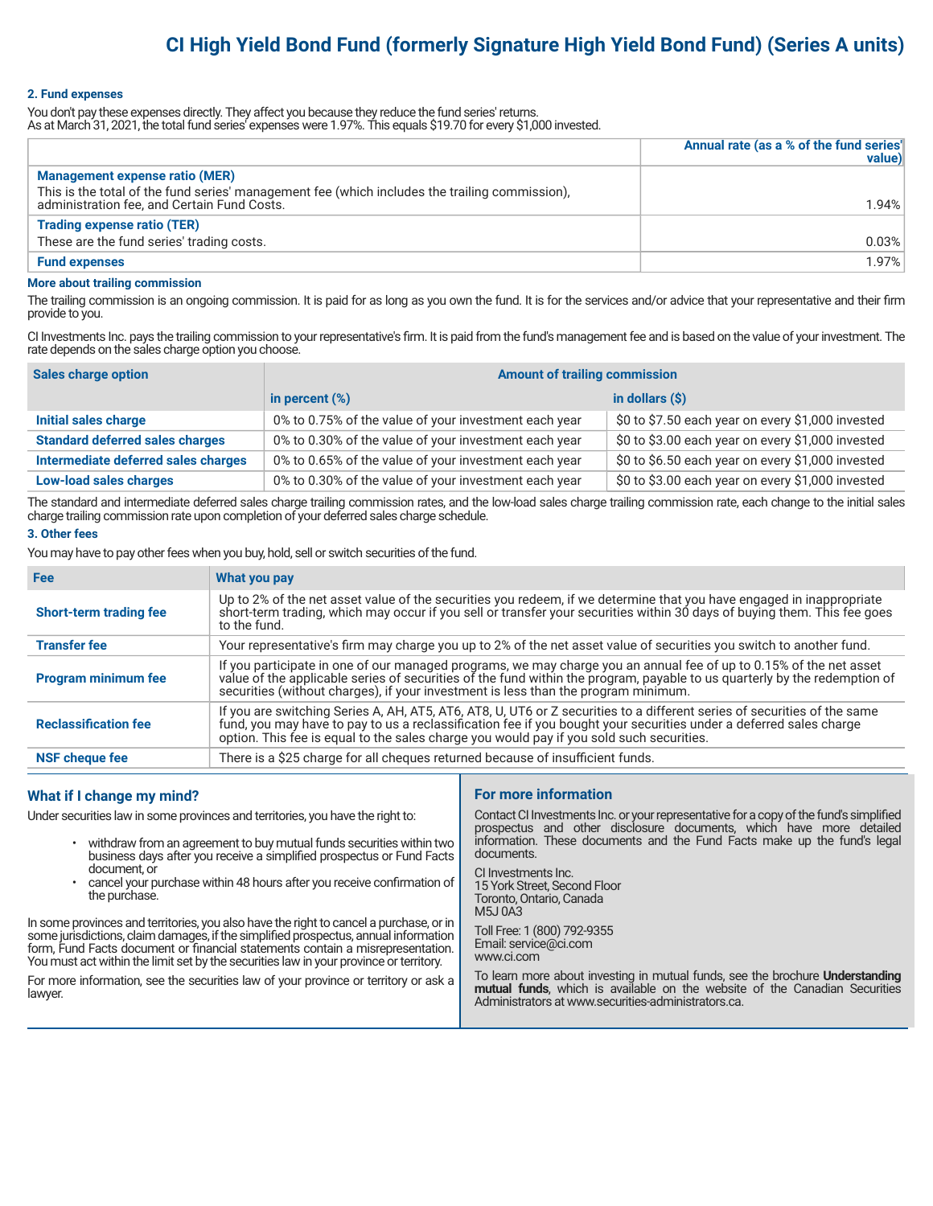# CI High Yield Bond Fund (formerly Signature High Yield Bond Fund) (Series A units)

### 2. Fund expenses

You don't pay these expenses directly. They affect you because they reduce the fund series' returns.
As at March 31, 2021, the total fund series' expenses were 1.97%. This equals $19.70 for every $1,000 invested.

| | Annual rate (as a % of the fund series' value) |
|---|---|
| **Management expense ratio (MER)**<br>This is the total of the fund series' management fee (which includes the trailing commission), administration fee, and Certain Fund Costs. | 1.94% |
| **Trading expense ratio (TER)**<br>These are the fund series' trading costs. | 0.03% |
| **Fund expenses** | 1.97% |

**More about trailing commission**

The trailing commission is an ongoing commission. It is paid for as long as you own the fund. It is for the services and/or advice that your representative and their firm provide to you.

CI Investments Inc. pays the trailing commission to your representative's firm. It is paid from the fund's management fee and is based on the value of your investment. The rate depends on the sales charge option you choose.

| Sales charge option | Amount of trailing commission | |
|---|---|---|
| | in percent (%) | in dollars ($) |
| **Initial sales charge** | 0% to 0.75% of the value of your investment each year | $0 to $7.50 each year on every $1,000 invested |
| **Standard deferred sales charges** | 0% to 0.30% of the value of your investment each year | $0 to $3.00 each year on every $1,000 invested |
| **Intermediate deferred sales charges** | 0% to 0.65% of the value of your investment each year | $0 to $6.50 each year on every $1,000 invested |
| **Low-load sales charges** | 0% to 0.30% of the value of your investment each year | $0 to $3.00 each year on every $1,000 invested |

The standard and intermediate deferred sales charge trailing commission rates, and the low-load sales charge trailing commission rate, each change to the initial sales charge trailing commission rate upon completion of your deferred sales charge schedule.

### 3. Other fees

You may have to pay other fees when you buy, hold, sell or switch securities of the fund.

| Fee | What you pay |
|---|---|
| **Short-term trading fee** | Up to 2% of the net asset value of the securities you redeem, if we determine that you have engaged in inappropriate short-term trading, which may occur if you sell or transfer your securities within 30 days of buying them. This fee goes to the fund. |
| **Transfer fee** | Your representative's firm may charge you up to 2% of the net asset value of securities you switch to another fund. |
| **Program minimum fee** | If you participate in one of our managed programs, we may charge you an annual fee of up to 0.15% of the net asset value of the applicable series of securities of the fund within the program, payable to us quarterly by the redemption of securities (without charges), if your investment is less than the program minimum. |
| **Reclassification fee** | If you are switching Series A, AH, AT5, AT6, AT8, U, UT6 or Z securities to a different series of securities of the same fund, you may have to pay to us a reclassification fee if you bought your securities under a deferred sales charge option. This fee is equal to the sales charge you would pay if you sold such securities. |
| **NSF cheque fee** | There is a $25 charge for all cheques returned because of insufficient funds. |

## What if I change my mind?

Under securities law in some provinces and territories, you have the right to:

- withdraw from an agreement to buy mutual funds securities within two business days after you receive a simplified prospectus or Fund Facts document, or
- cancel your purchase within 48 hours after you receive confirmation of the purchase.

In some provinces and territories, you also have the right to cancel a purchase, or in some jurisdictions, claim damages, if the simplified prospectus, annual information form, Fund Facts document or financial statements contain a misrepresentation. You must act within the limit set by the securities law in your province or territory.

For more information, see the securities law of your province or territory or ask a lawyer.

## For more information

Contact CI Investments Inc. or your representative for a copy of the fund's simplified prospectus and other disclosure documents, which have more detailed information. These documents and the Fund Facts make up the fund's legal documents.

CI Investments Inc.
15 York Street, Second Floor
Toronto, Ontario, Canada
M5J 0A3

Toll Free: 1 (800) 792-9355
Email: service@ci.com
www.ci.com

To learn more about investing in mutual funds, see the brochure **Understanding mutual funds**, which is available on the website of the Canadian Securities Administrators at www.securities-administrators.ca.